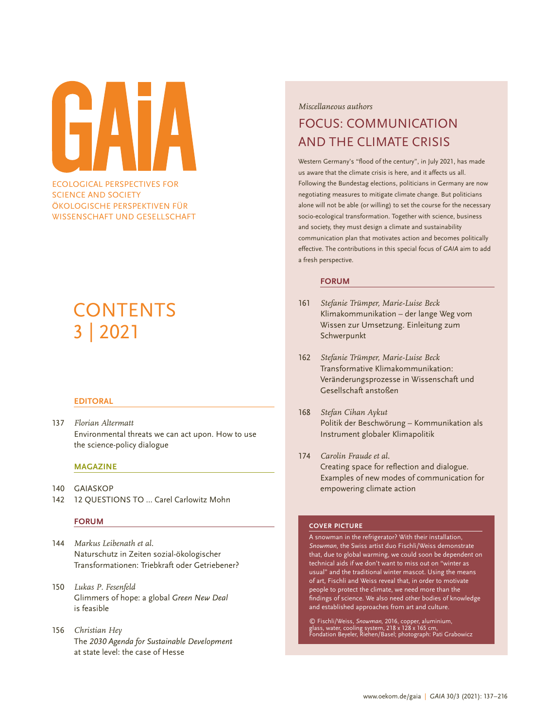# GAIA

ECOLOGICAL PERSPECTIVES FOR SCIENCE AND SOCIETY
ÖKOLOGISCHE PERSPEKTIVEN FÜR WISSENSCHAFT UND GESELLSCHAFT

# CONTENTS 3 | 2021

## EDITORAL

137 *Florian Altermatt*
Environmental threats we can act upon. How to use the science-policy dialogue

## MAGAZINE

140 GAIASKOP
142 12 QUESTIONS TO ... Carel Carlowitz Mohn

## FORUM

144 *Markus Leibenath et al.*
Naturschutz in Zeiten sozial-ökologischer Transformationen: Triebkraft oder Getriebener?

150 *Lukas P. Fesenfeld*
Glimmers of hope: a global *Green New Deal* is feasible

156 *Christian Hey*
The *2030 Agenda for Sustainable Development* at state level: the case of Hesse

*Miscellaneous authors*

## FOCUS: COMMUNICATION AND THE CLIMATE CRISIS

Western Germany's "flood of the century", in July 2021, has made us aware that the climate crisis is here, and it affects us all. Following the Bundestag elections, politicians in Germany are now negotiating measures to mitigate climate change. But politicians alone will not be able (or willing) to set the course for the necessary socio-ecological transformation. Together with science, business and society, they must design a climate and sustainability communication plan that motivates action and becomes politically effective. The contributions in this special focus of *GAIA* aim to add a fresh perspective.

### FORUM

161 *Stefanie Trümper, Marie-Luise Beck*
Klimakommunikation – der lange Weg vom Wissen zur Umsetzung. Einleitung zum Schwerpunkt

162 *Stefanie Trümper, Marie-Luise Beck*
Transformative Klimakommunikation: Veränderungsprozesse in Wissenschaft und Gesellschaft anstoßen

168 *Stefan Cihan Aykut*
Politik der Beschwörung – Kommunikation als Instrument globaler Klimapolitik

174 *Carolin Fraude et al.*
Creating space for reflection and dialogue. Examples of new modes of communication for empowering climate action

### COVER PICTURE

A snowman in the refrigerator? With their installation, *Snowman*, the Swiss artist duo Fischli/Weiss demonstrate that, due to global warming, we could soon be dependent on technical aids if we don't want to miss out on "winter as usual" and the traditional winter mascot. Using the means of art, Fischli and Weiss reveal that, in order to motivate people to protect the climate, we need more than the findings of science. We also need other bodies of knowledge and established approaches from art and culture.

© Fischli/Weiss, *Snowman*, 2016, copper, aluminium, glass, water, cooling system, 218 x 128 x 165 cm, Fondation Beyeler, Riehen/Basel; photograph: Pati Grabowicz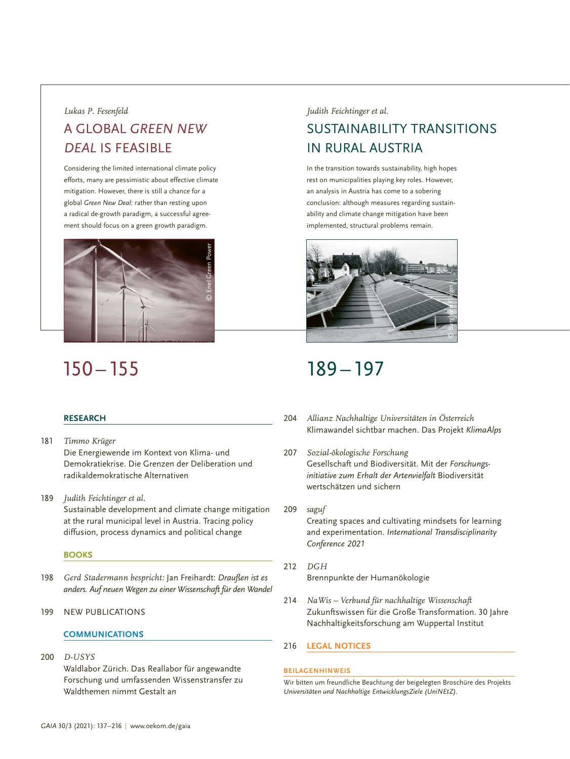*Lukas P. Fesenfeld*

## A GLOBAL *GREEN NEW DEAL* IS FEASIBLE

Considering the limited international climate policy efforts, many are pessimistic about effective climate mitigation. However, there is still a chance for a global *Green New Deal:* rather than resting upon a radical de-growth paradigm, a successful agreement should focus on a green growth paradigm.

© Enel Green Power

150 – 155

*Judith Feichtinger et al.*

## SUSTAINABILITY TRANSITIONS IN RURAL AUSTRIA

In the transition towards sustainability, high hopes rest on municipalities playing key roles. However, an analysis in Austria has come to a sobering conclusion: although measures regarding sustainability and climate change mitigation have been implemented, structural problems remain.

© Burghard Flieger

189 – 197

### RESEARCH

181 *Timmo Krüger*
Die Energiewende im Kontext von Klima- und Demokratiekrise. Die Grenzen der Deliberation und radikaldemokratische Alternativen

189 *Judith Feichtinger et al.*
Sustainable development and climate change mitigation at the rural municipal level in Austria. Tracing policy diffusion, process dynamics and political change

### BOOKS

198 *Gerd Stadermann bespricht:* Jan Freihardt: *Draußen ist es anders. Auf neuen Wegen zu einer Wissenschaft für den Wandel*

199 NEW PUBLICATIONS

### COMMUNICATIONS

200 *D-USYS*
Waldlabor Zürich. Das Reallabor für angewandte Forschung und umfassenden Wissenstransfer zu Waldthemen nimmt Gestalt an

204 *Allianz Nachhaltige Universitäten in Österreich*
Klimawandel sichtbar machen. Das Projekt *KlimaAlps*

207 *Sozial-ökologische Forschung*
Gesellschaft und Biodiversität. Mit der *Forschungsinitiative zum Erhalt der Artenvielfalt* Biodiversität wertschätzen und sichern

209 *saguf*
Creating spaces and cultivating mindsets for learning and experimentation. *International Transdisciplinarity Conference 2021*

212 *DGH*
Brennpunkte der Humanökologie

214 *NaWis – Verbund für nachhaltige Wissenschaft*
Zukunftswissen für die Große Transformation. 30 Jahre Nachhaltigkeitsforschung am Wuppertal Institut

216 **LEGAL NOTICES**

#### BEILAGENHINWEIS

Wir bitten um freundliche Beachtung der beigelegten Broschüre des Projekts *Universitäten und Nachhaltige EntwicklungsZiele (UniNEtZ).*